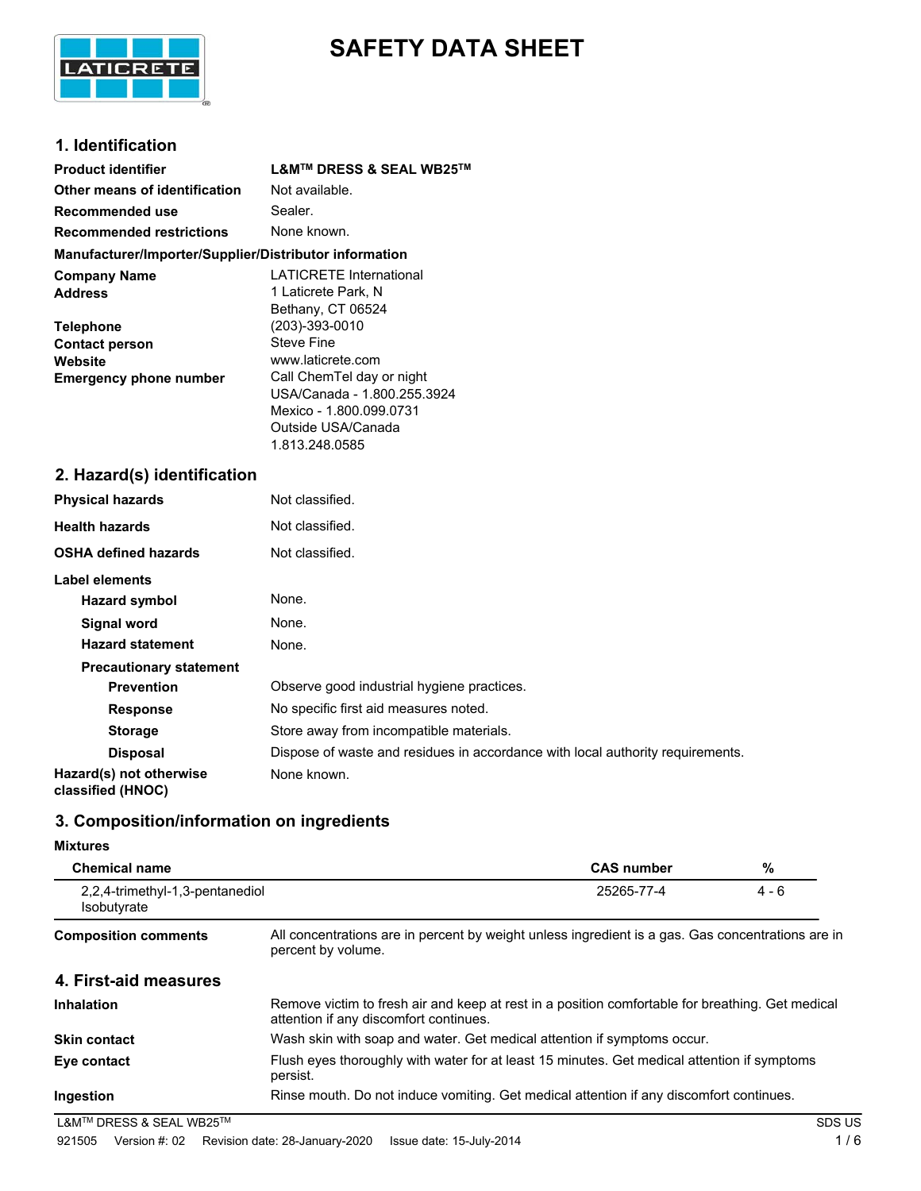# SAFETY DATA SHEET

## 1. Identification

| | |
|---|---|
| **Product identifier** | **L&M™ DRESS & SEAL WB25™** |
| **Other means of identification** | Not available. |
| **Recommended use** | Sealer. |
| **Recommended restrictions** | None known. |

**Manufacturer/Importer/Supplier/Distributor information**

| | |
|---|---|
| **Company Name** | LATICRETE International |
| **Address** | 1 Laticrete Park, N<br>Bethany, CT 06524 |
| **Telephone** | (203)-393-0010 |
| **Contact person** | Steve Fine |
| **Website** | www.laticrete.com |
| **Emergency phone number** | Call ChemTel day or night<br>USA/Canada - 1.800.255.3924<br>Mexico - 1.800.099.0731<br>Outside USA/Canada<br>1.813.248.0585 |

## 2. Hazard(s) identification

| | |
|---|---|
| **Physical hazards** | Not classified. |
| **Health hazards** | Not classified. |
| **OSHA defined hazards** | Not classified. |

**Label elements**

| | |
|---|---|
| **Hazard symbol** | None. |
| **Signal word** | None. |
| **Hazard statement** | None. |

**Precautionary statement**

| | |
|---|---|
| **Prevention** | Observe good industrial hygiene practices. |
| **Response** | No specific first aid measures noted. |
| **Storage** | Store away from incompatible materials. |
| **Disposal** | Dispose of waste and residues in accordance with local authority requirements. |
| **Hazard(s) not otherwise classified (HNOC)** | None known. |

## 3. Composition/information on ingredients

**Mixtures**

| Chemical name | CAS number | % |
|---|---|---|
| 2,2,4-trimethyl-1,3-pentanediol Isobutyrate | 25265-77-4 | 4 - 6 |

**Composition comments** All concentrations are in percent by weight unless ingredient is a gas. Gas concentrations are in percent by volume.

## 4. First-aid measures

| | |
|---|---|
| **Inhalation** | Remove victim to fresh air and keep at rest in a position comfortable for breathing. Get medical attention if any discomfort continues. |
| **Skin contact** | Wash skin with soap and water. Get medical attention if symptoms occur. |
| **Eye contact** | Flush eyes thoroughly with water for at least 15 minutes. Get medical attention if symptoms persist. |
| **Ingestion** | Rinse mouth. Do not induce vomiting. Get medical attention if any discomfort continues. |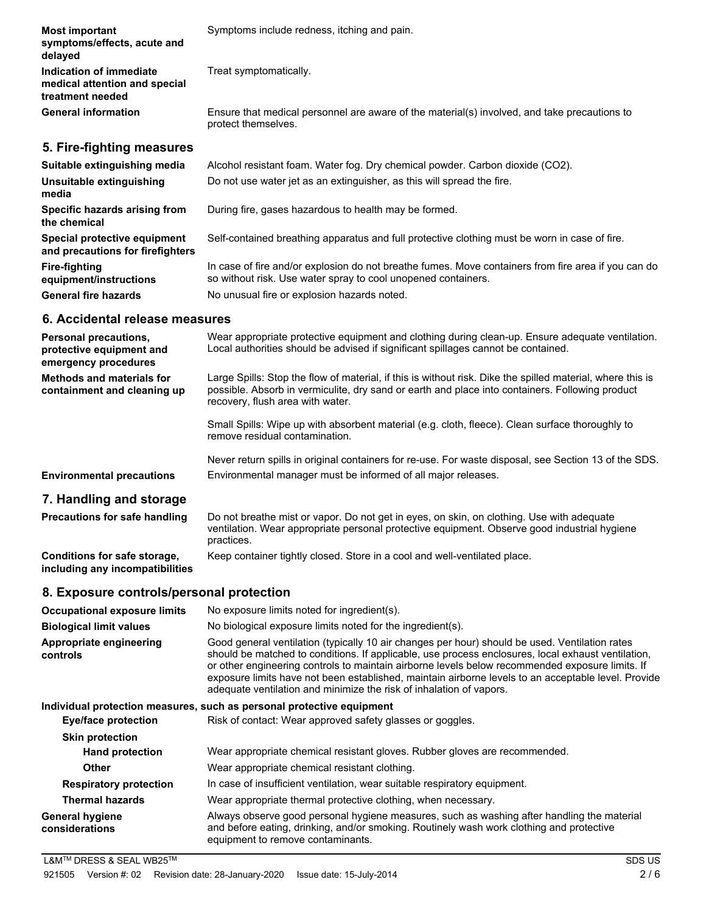**Most important symptoms/effects, acute and delayed**
Symptoms include redness, itching and pain.

**Indication of immediate medical attention and special treatment needed**
Treat symptomatically.

**General information**
Ensure that medical personnel are aware of the material(s) involved, and take precautions to protect themselves.

## 5. Fire-fighting measures

**Suitable extinguishing media**
Alcohol resistant foam. Water fog. Dry chemical powder. Carbon dioxide ($CO_2$).

**Unsuitable extinguishing media**
Do not use water jet as an extinguisher, as this will spread the fire.

**Specific hazards arising from the chemical**
During fire, gases hazardous to health may be formed.

**Special protective equipment and precautions for firefighters**
Self-contained breathing apparatus and full protective clothing must be worn in case of fire.

**Fire-fighting equipment/instructions**
In case of fire and/or explosion do not breathe fumes. Move containers from fire area if you can do so without risk. Use water spray to cool unopened containers.

**General fire hazards**
No unusual fire or explosion hazards noted.

## 6. Accidental release measures

**Personal precautions, protective equipment and emergency procedures**
Wear appropriate protective equipment and clothing during clean-up. Ensure adequate ventilation. Local authorities should be advised if significant spillages cannot be contained.

**Methods and materials for containment and cleaning up**
Large Spills: Stop the flow of material, if this is without risk. Dike the spilled material, where this is possible. Absorb in vermiculite, dry sand or earth and place into containers. Following product recovery, flush area with water.

Small Spills: Wipe up with absorbent material (e.g. cloth, fleece). Clean surface thoroughly to remove residual contamination.

Never return spills in original containers for re-use. For waste disposal, see Section 13 of the SDS.

**Environmental precautions**
Environmental manager must be informed of all major releases.

## 7. Handling and storage

**Precautions for safe handling**
Do not breathe mist or vapor. Do not get in eyes, on skin, on clothing. Use with adequate ventilation. Wear appropriate personal protective equipment. Observe good industrial hygiene practices.

**Conditions for safe storage, including any incompatibilities**
Keep container tightly closed. Store in a cool and well-ventilated place.

## 8. Exposure controls/personal protection

**Occupational exposure limits**
No exposure limits noted for ingredient(s).

**Biological limit values**
No biological exposure limits noted for the ingredient(s).

**Appropriate engineering controls**
Good general ventilation (typically 10 air changes per hour) should be used. Ventilation rates should be matched to conditions. If applicable, use process enclosures, local exhaust ventilation, or other engineering controls to maintain airborne levels below recommended exposure limits. If exposure limits have not been established, maintain airborne levels to an acceptable level. Provide adequate ventilation and minimize the risk of inhalation of vapors.

**Individual protection measures, such as personal protective equipment**

**Eye/face protection**
Risk of contact: Wear approved safety glasses or goggles.

**Skin protection**

**Hand protection**
Wear appropriate chemical resistant gloves. Rubber gloves are recommended.

**Other**
Wear appropriate chemical resistant clothing.

**Respiratory protection**
In case of insufficient ventilation, wear suitable respiratory equipment.

**Thermal hazards**
Wear appropriate thermal protective clothing, when necessary.

**General hygiene considerations**
Always observe good personal hygiene measures, such as washing after handling the material and before eating, drinking, and/or smoking. Routinely wash work clothing and protective equipment to remove contaminants.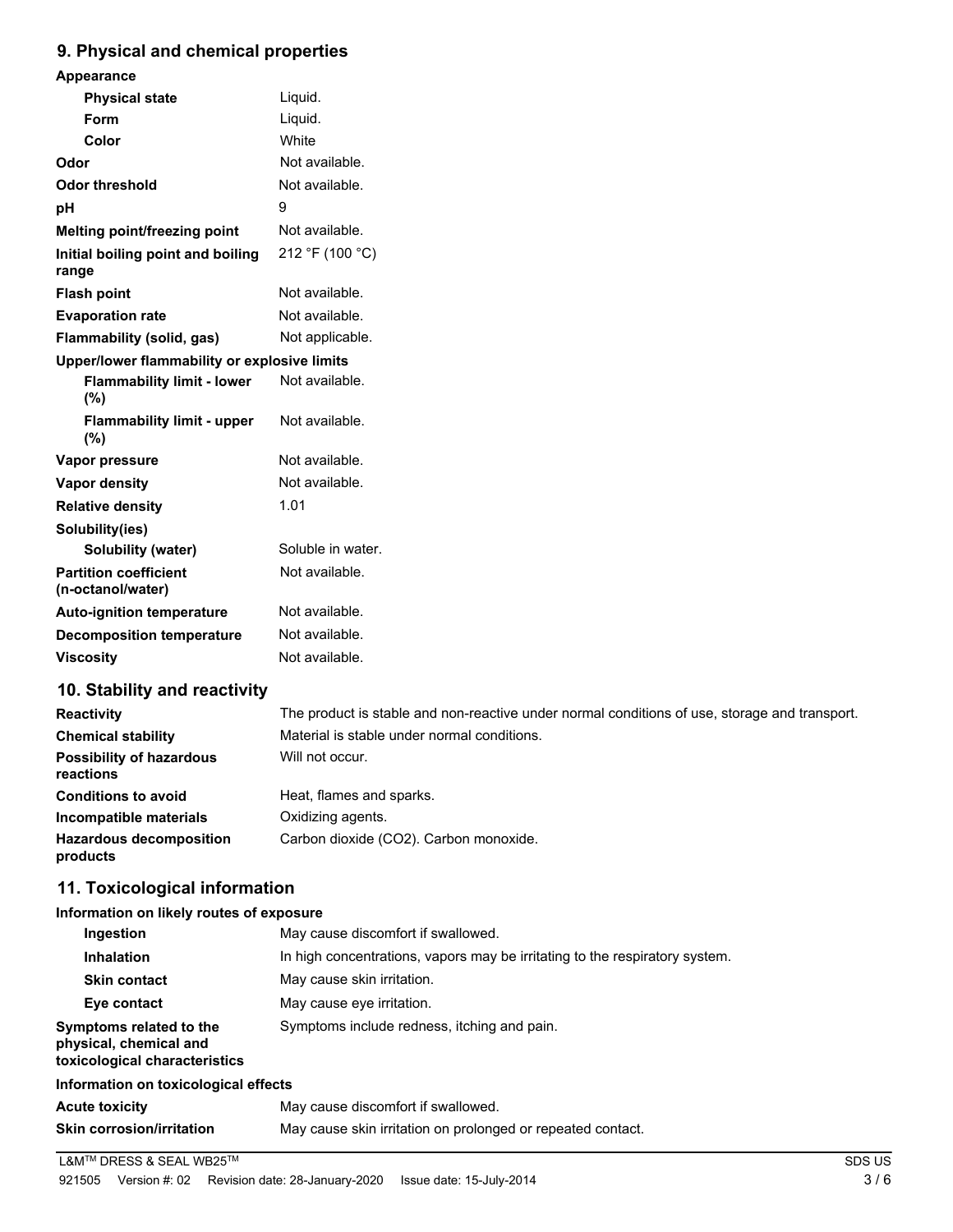## 9. Physical and chemical properties

| Property | Value |
|---|---|
| **Appearance** | |
| **Physical state** | Liquid. |
| **Form** | Liquid. |
| **Color** | White |
| **Odor** | Not available. |
| **Odor threshold** | Not available. |
| **pH** | 9 |
| **Melting point/freezing point** | Not available. |
| **Initial boiling point and boiling range** | 212 °F (100 °C) |
| **Flash point** | Not available. |
| **Evaporation rate** | Not available. |
| **Flammability (solid, gas)** | Not applicable. |
| **Upper/lower flammability or explosive limits** | |
| **Flammability limit - lower (%)** | Not available. |
| **Flammability limit - upper (%)** | Not available. |
| **Vapor pressure** | Not available. |
| **Vapor density** | Not available. |
| **Relative density** | 1.01 |
| **Solubility(ies)** | |
| **Solubility (water)** | Soluble in water. |
| **Partition coefficient (n-octanol/water)** | Not available. |
| **Auto-ignition temperature** | Not available. |
| **Decomposition temperature** | Not available. |
| **Viscosity** | Not available. |

## 10. Stability and reactivity

| Property | Value |
|---|---|
| **Reactivity** | The product is stable and non-reactive under normal conditions of use, storage and transport. |
| **Chemical stability** | Material is stable under normal conditions. |
| **Possibility of hazardous reactions** | Will not occur. |
| **Conditions to avoid** | Heat, flames and sparks. |
| **Incompatible materials** | Oxidizing agents. |
| **Hazardous decomposition products** | Carbon dioxide ($CO_2$). Carbon monoxide. |

## 11. Toxicological information

**Information on likely routes of exposure**

| Route | Information |
|---|---|
| **Ingestion** | May cause discomfort if swallowed. |
| **Inhalation** | In high concentrations, vapors may be irritating to the respiratory system. |
| **Skin contact** | May cause skin irritation. |
| **Eye contact** | May cause eye irritation. |
| **Symptoms related to the physical, chemical and toxicological characteristics** | Symptoms include redness, itching and pain. |

**Information on toxicological effects**

| Effect | Information |
|---|---|
| **Acute toxicity** | May cause discomfort if swallowed. |
| **Skin corrosion/irritation** | May cause skin irritation on prolonged or repeated contact. |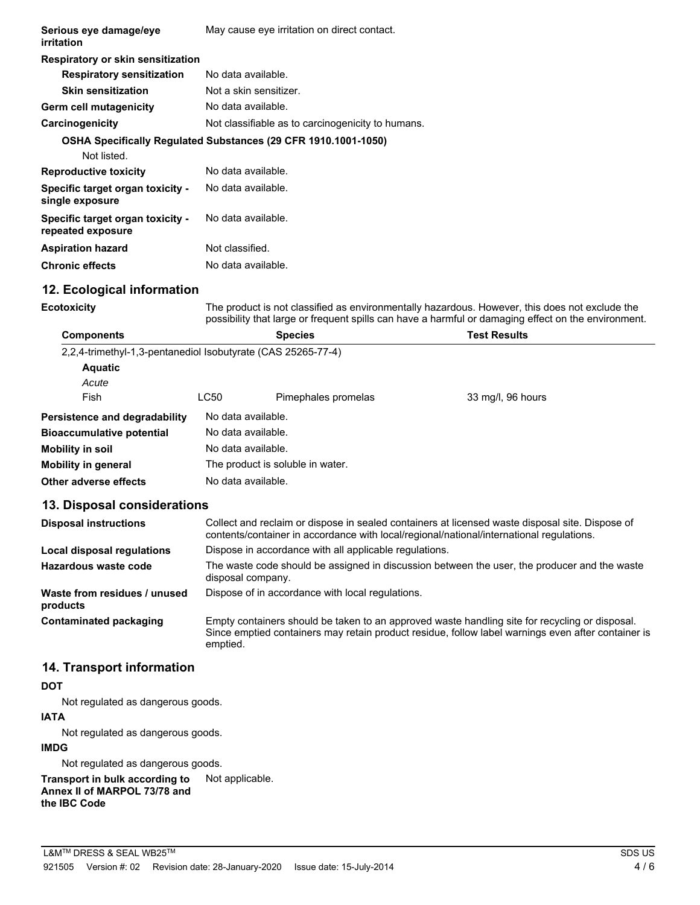| | |
|---|---|
| **Serious eye damage/eye irritation** | May cause eye irritation on direct contact. |
| **Respiratory or skin sensitization** | |
| **Respiratory sensitization** | No data available. |
| **Skin sensitization** | Not a skin sensitizer. |
| **Germ cell mutagenicity** | No data available. |
| **Carcinogenicity** | Not classifiable as to carcinogenicity to humans. |

**OSHA Specifically Regulated Substances (29 CFR 1910.1001-1050)**

Not listed.

| | |
|---|---|
| **Reproductive toxicity** | No data available. |
| **Specific target organ toxicity - single exposure** | No data available. |
| **Specific target organ toxicity - repeated exposure** | No data available. |
| **Aspiration hazard** | Not classified. |
| **Chronic effects** | No data available. |

## 12. Ecological information

**Ecotoxicity** The product is not classified as environmentally hazardous. However, this does not exclude the possibility that large or frequent spills can have a harmful or damaging effect on the environment.

| Components | | Species | Test Results |
|---|---|---|---|
| 2,2,4-trimethyl-1,3-pentanediol Isobutyrate (CAS 25265-77-4) | | | |
| **Aquatic** | | | |
| *Acute* | | | |
| Fish | LC50 | Pimephales promelas | 33 mg/l, 96 hours |

| | |
|---|---|
| **Persistence and degradability** | No data available. |
| **Bioaccumulative potential** | No data available. |
| **Mobility in soil** | No data available. |
| **Mobility in general** | The product is soluble in water. |
| **Other adverse effects** | No data available. |

## 13. Disposal considerations

| | |
|---|---|
| **Disposal instructions** | Collect and reclaim or dispose in sealed containers at licensed waste disposal site. Dispose of contents/container in accordance with local/regional/national/international regulations. |
| **Local disposal regulations** | Dispose in accordance with all applicable regulations. |
| **Hazardous waste code** | The waste code should be assigned in discussion between the user, the producer and the waste disposal company. |
| **Waste from residues / unused products** | Dispose of in accordance with local regulations. |
| **Contaminated packaging** | Empty containers should be taken to an approved waste handling site for recycling or disposal. Since emptied containers may retain product residue, follow label warnings even after container is emptied. |

## 14. Transport information

**DOT**

Not regulated as dangerous goods.

**IATA**

Not regulated as dangerous goods.

**IMDG**

Not regulated as dangerous goods.

**Transport in bulk according to Annex II of MARPOL 73/78 and the IBC Code** Not applicable.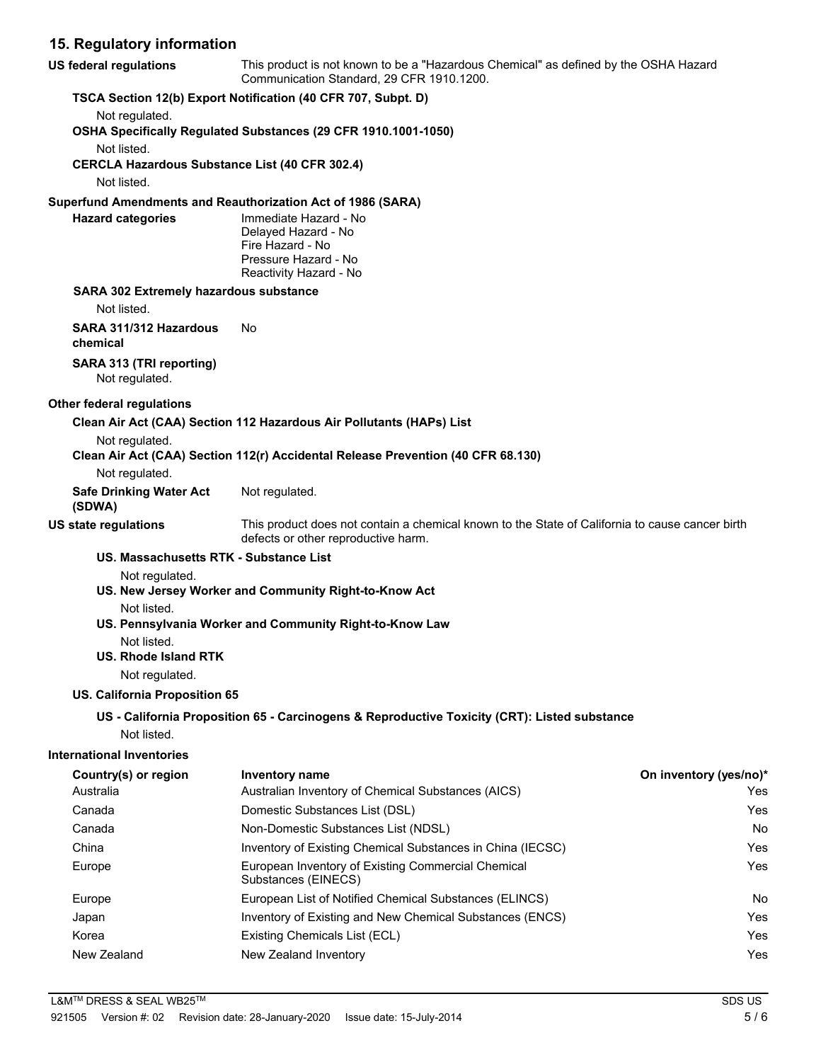## 15. Regulatory information

**US federal regulations**
This product is not known to be a "Hazardous Chemical" as defined by the OSHA Hazard Communication Standard, 29 CFR 1910.1200.

**TSCA Section 12(b) Export Notification (40 CFR 707, Subpt. D)**

Not regulated.

**OSHA Specifically Regulated Substances (29 CFR 1910.1001-1050)**

Not listed.

**CERCLA Hazardous Substance List (40 CFR 302.4)**

Not listed.

**Superfund Amendments and Reauthorization Act of 1986 (SARA)**

**Hazard categories**
Immediate Hazard - No
Delayed Hazard - No
Fire Hazard - No
Pressure Hazard - No
Reactivity Hazard - No

**SARA 302 Extremely hazardous substance**

Not listed.

**SARA 311/312 Hazardous chemical**
No

**SARA 313 (TRI reporting)**

Not regulated.

**Other federal regulations**

**Clean Air Act (CAA) Section 112 Hazardous Air Pollutants (HAPs) List**

Not regulated.

**Clean Air Act (CAA) Section 112(r) Accidental Release Prevention (40 CFR 68.130)**

Not regulated.

**Safe Drinking Water Act (SDWA)**
Not regulated.

**US state regulations**
This product does not contain a chemical known to the State of California to cause cancer birth defects or other reproductive harm.

**US. Massachusetts RTK - Substance List**

Not regulated.

**US. New Jersey Worker and Community Right-to-Know Act**

Not listed.

**US. Pennsylvania Worker and Community Right-to-Know Law**

Not listed.

**US. Rhode Island RTK**

Not regulated.

**US. California Proposition 65**

**US - California Proposition 65 - Carcinogens & Reproductive Toxicity (CRT): Listed substance**

Not listed.

**International Inventories**

| Country(s) or region | Inventory name | On inventory (yes/no)* |
|---|---|---|
| Australia | Australian Inventory of Chemical Substances (AICS) | Yes |
| Canada | Domestic Substances List (DSL) | Yes |
| Canada | Non-Domestic Substances List (NDSL) | No |
| China | Inventory of Existing Chemical Substances in China (IECSC) | Yes |
| Europe | European Inventory of Existing Commercial Chemical Substances (EINECS) | Yes |
| Europe | European List of Notified Chemical Substances (ELINCS) | No |
| Japan | Inventory of Existing and New Chemical Substances (ENCS) | Yes |
| Korea | Existing Chemicals List (ECL) | Yes |
| New Zealand | New Zealand Inventory | Yes |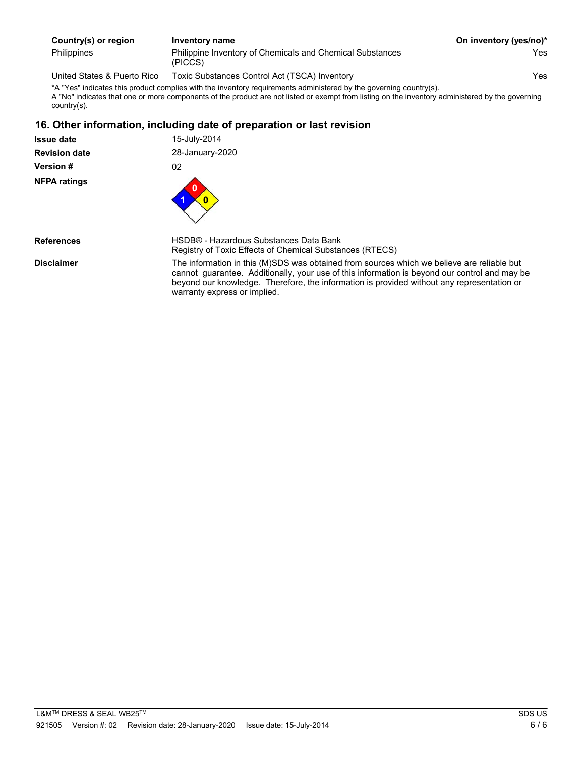| Country(s) or region | Inventory name | On inventory (yes/no)* |
|---|---|---|
| Philippines | Philippine Inventory of Chemicals and Chemical Substances (PICCS) | Yes |
| United States & Puerto Rico | Toxic Substances Control Act (TSCA) Inventory | Yes |

*A "Yes" indicates this product complies with the inventory requirements administered by the governing country(s).
A "No" indicates that one or more components of the product are not listed or exempt from listing on the inventory administered by the governing country(s).

## 16. Other information, including date of preparation or last revision

**Issue date** 15-July-2014

**Revision date** 28-January-2020

**Version #** 02

**NFPA ratings**

0
1 0

**References** HSDB® - Hazardous Substances Data Bank
Registry of Toxic Effects of Chemical Substances (RTECS)

**Disclaimer** The information in this (M)SDS was obtained from sources which we believe are reliable but cannot guarantee. Additionally, your use of this information is beyond our control and may be beyond our knowledge. Therefore, the information is provided without any representation or warranty express or implied.